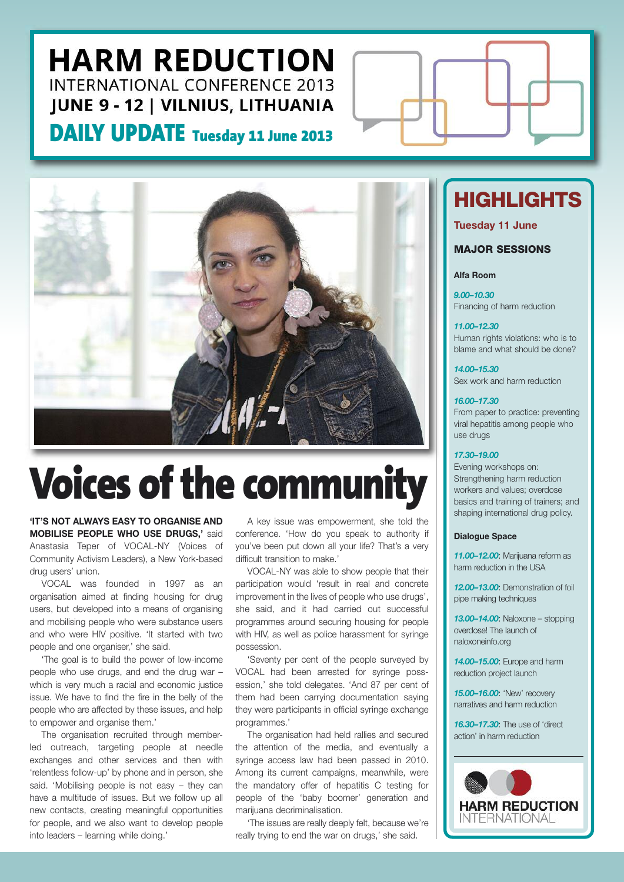# HARM REDUCTION

INTERNATIONAL CONFERENCE 2013

**JUNE 9 - 12 | VILNIUS, LITHUANIA**

## DAILY UPDATE Tuesday 11 June 2013

# Voices of the community

**'IT'S NOT ALWAYS EASY TO ORGANISE AND MOBILISE PEOPLE WHO USE DRUGS,'** said Anastasia Teper of VOCAL-NY (Voices of Community Activism Leaders), a New York-based drug users' union.

VOCAL was founded in 1997 as an organisation aimed at finding housing for drug users, but developed into a means of organising and mobilising people who were substance users and who were HIV positive. 'It started with two people and one organiser,' she said.

'The goal is to build the power of low-income people who use drugs, and end the drug war – which is very much a racial and economic justice issue. We have to find the fire in the belly of the people who are affected by these issues, and help to empower and organise them.'

The organisation recruited through member-led outreach, targeting people at needle exchanges and other services and then with 'relentless follow-up' by phone and in person, she said. 'Mobilising people is not easy – they can have a multitude of issues. But we follow up all new contacts, creating meaningful opportunities for people, and we also want to develop people into leaders – learning while doing.'

A key issue was empowerment, she told the conference. 'How do you speak to authority if you've been put down all your life? That's a very difficult transition to make.'

VOCAL-NY was able to show people that their participation would 'result in real and concrete improvement in the lives of people who use drugs', she said, and it had carried out successful programmes around securing housing for people with HIV, as well as police harassment for syringe possession.

'Seventy per cent of the people surveyed by VOCAL had been arrested for syringe possession,' she told delegates. 'And 87 per cent of them had been carrying documentation saying they were participants in official syringe exchange programmes.'

The organisation had held rallies and secured the attention of the media, and eventually a syringe access law had been passed in 2010. Among its current campaigns, meanwhile, were the mandatory offer of hepatitis C testing for people of the 'baby boomer' generation and marijuana decriminalisation.

'The issues are really deeply felt, because we're really trying to end the war on drugs,' she said.

## HIGHLIGHTS

**Tuesday 11 June**

### MAJOR SESSIONS

**Alfa Room**

*9.00–10.30*
Financing of harm reduction

*11.00–12.30*
Human rights violations: who is to blame and what should be done?

*14.00–15.30*
Sex work and harm reduction

*16.00–17.30*
From paper to practice: preventing viral hepatitis among people who use drugs

*17.30–19.00*
Evening workshops on: Strengthening harm reduction workers and values; overdose basics and training of trainers; and shaping international drug policy.

**Dialogue Space**

*11.00–12.00*: Marijuana reform as harm reduction in the USA

*12.00–13.00*: Demonstration of foil pipe making techniques

*13.00–14.00*: Naloxone – stopping overdose! The launch of naloxoneinfo.org

*14.00–15.00*: Europe and harm reduction project launch

*15.00–16.00*: 'New' recovery narratives and harm reduction

*16.30–17.30*: The use of 'direct action' in harm reduction

HARM REDUCTION INTERNATIONAL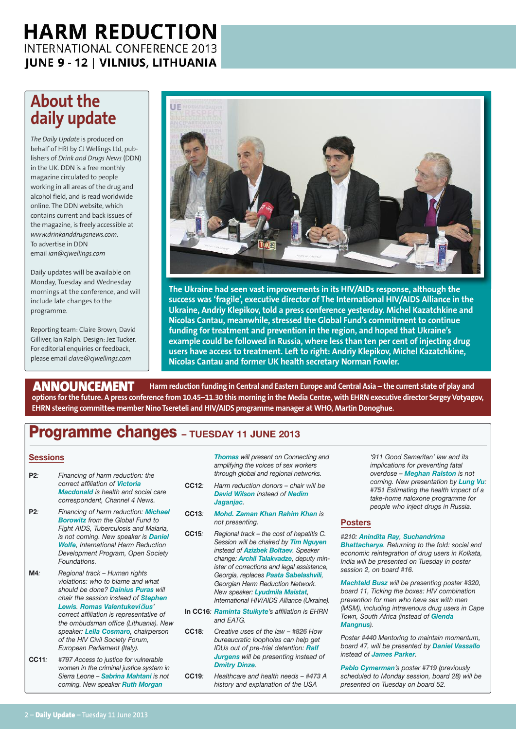# HARM REDUCTION

INTERNATIONAL CONFERENCE 2013

**JUNE 9 - 12 | VILNIUS, LITHUANIA**

## About the daily update

*The Daily Update* is produced on behalf of HRI by CJ Wellings Ltd, publishers of *Drink and Drugs News* (DDN) in the UK. DDN is a free monthly magazine circulated to people working in all areas of the drug and alcohol field, and is read worldwide online. The DDN website, which contains current and back issues of the magazine, is freely accessible at *www.drinkanddrugsnews.com*. To advertise in DDN email *ian@cjwellings.com*

Daily updates will be available on Monday, Tuesday and Wednesday mornings at the conference, and will include late changes to the programme.

Reporting team: Claire Brown, David Gilliver, Ian Ralph. Design: Jez Tucker. For editorial enquiries or feedback, please email *claire@cjwellings.com*

**The Ukraine had seen vast improvements in its HIV/AIDs response, although the success was 'fragile', executive director of The International HIV/AIDS Alliance in the Ukraine, Andriy Klepikov, told a press conference yesterday. Michel Kazatchkine and Nicolas Cantau, meanwhile, stressed the Global Fund's commitment to continue funding for treatment and prevention in the region, and hoped that Ukraine's example could be followed in Russia, where less than ten per cent of injecting drug users have access to treatment. Left to right: Andriy Klepikov, Michel Kazatchkine, Nicolas Cantau and former UK health secretary Norman Fowler.**

**ANNOUNCEMENT** **Harm reduction funding in Central and Eastern Europe and Central Asia – the current state of play and options for the future. A press conference from 10.45–11.30 this morning in the Media Centre, with EHRN executive director Sergey Votyagov, EHRN steering committee member Nino Tsereteli and HIV/AIDS programme manager at WHO, Martin Donoghue.**

## Programme changes – TUESDAY 11 JUNE 2013

### Sessions

**P2:** *Financing of harm reduction: the correct affiliation of* ***Victoria Macdonald*** *is health and social care correspondent, Channel 4 News.*

**P2:** *Financing of harm reduction:* ***Michael Borowitz*** *from the Global Fund to Fight AIDS, Tuberculosis and Malaria, is not coming. New speaker is* ***Daniel Wolfe****, International Harm Reduction Development Program, Open Society Foundations.*

**M4:** *Regional track – Human rights violations: who to blame and what should be done?* ***Dainius Puras*** *will chair the session instead of* ***Stephen Lewis****.* ***Romas Valentukevičius'*** *correct affiliation is representative of the ombudsman office (Lithuania). New speaker:* ***Lella Cosmaro****, chairperson of the HIV Civil Society Forum, European Parliament (Italy).*

**CC11:** *#797 Access to justice for vulnerable women in the criminal justice system in Sierra Leone –* ***Sabrina Mahtani*** *is not coming. New speaker* ***Ruth Morgan Thomas*** *will present on Connecting and amplifying the voices of sex workers through global and regional networks.*

**CC12:** *Harm reduction donors – chair will be* ***David Wilson*** *instead of* ***Nedim Jaganjac****.*

**CC13:** ***Mohd. Zaman Khan Rahim Khan*** *is not presenting.*

**CC15:** *Regional track – the cost of hepatitis C. Session will be chaired by* ***Tim Nguyen*** *instead of* ***Azizbek Boltaev****. Speaker change:* ***Archil Talakvadze****, deputy minister of corrections and legal assistance, Georgia, replaces* ***Paata Sabelashvili****, Georgian Harm Reduction Network. New speaker:* ***Lyudmila Maistat****, International HIV/AIDS Alliance (Ukraine).*

**In CC16:** ***Raminta Stuikyte****'s affiliation is EHRN and EATG.*

**CC18:** *Creative uses of the law – #826 How bureaucratic loopholes can help get IDUs out of pre-trial detention:* ***Ralf Jurgens*** *will be presenting instead of* ***Dmitry Dinze****.*

**CC19:** *Healthcare and health needs – #473 A history and explanation of the USA '911 Good Samaritan' law and its implications for preventing fatal overdose –* ***Meghan Ralston*** *is not coming. New presentation by* ***Lung Vu****: #751 Estimating the health impact of a take-home naloxone programme for people who inject drugs in Russia.*

### Posters

*#210:* ***Anindita Ray****,* ***Suchandrima Bhattacharya****. Returning to the fold: social and economic reintegration of drug users in Kolkata, India will be presented on Tuesday in poster session 2, on board #16.*

***Machteld Busz*** *will be presenting poster #320, board 11, Ticking the boxes: HIV combination prevention for men who have sex with men (MSM), including intravenous drug users in Cape Town, South Africa (instead of* ***Glenda Mangnus****).*

*Poster #440 Mentoring to maintain momentum, board 47, will be presented by* ***Daniel Vassallo*** *instead of* ***James Parker****.*

***Pablo Cymerman****'s poster #719 (previously scheduled to Monday session, board 28) will be presented on Tuesday on board 52.*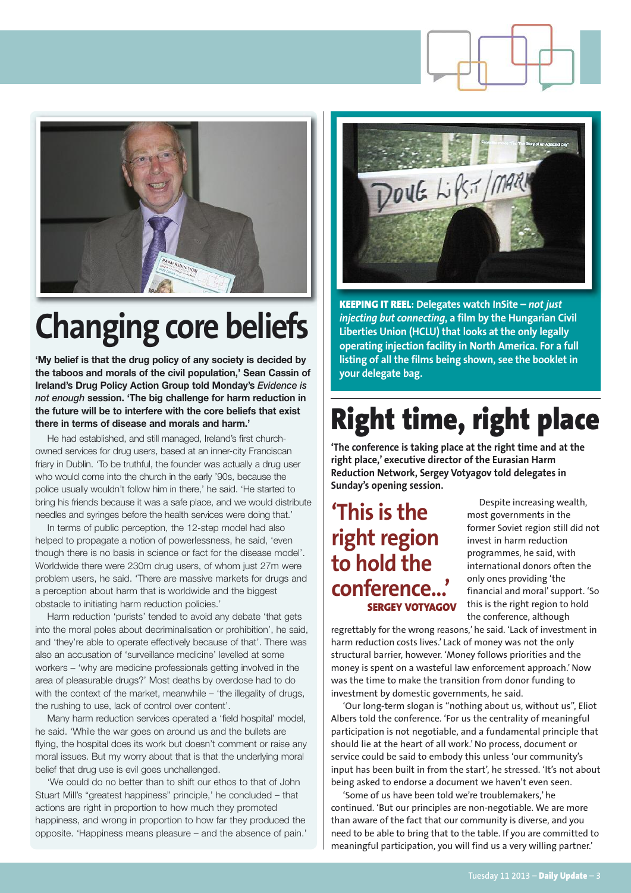# Changing core beliefs

**'My belief is that the drug policy of any society is decided by the taboos and morals of the civil population,' Sean Cassin of Ireland's Drug Policy Action Group told Monday's *Evidence is not enough* session. 'The big challenge for harm reduction in the future will be to interfere with the core beliefs that exist there in terms of disease and morals and harm.'**

He had established, and still managed, Ireland's first church-owned services for drug users, based at an inner-city Franciscan friary in Dublin. 'To be truthful, the founder was actually a drug user who would come into the church in the early '90s, because the police usually wouldn't follow him in there,' he said. 'He started to bring his friends because it was a safe place, and we would distribute needles and syringes before the health services were doing that.'

In terms of public perception, the 12-step model had also helped to propagate a notion of powerlessness, he said, 'even though there is no basis in science or fact for the disease model'. Worldwide there were 230m drug users, of whom just 27m were problem users, he said. 'There are massive markets for drugs and a perception about harm that is worldwide and the biggest obstacle to initiating harm reduction policies.'

Harm reduction 'purists' tended to avoid any debate 'that gets into the moral poles about decriminalisation or prohibition', he said, and 'they're able to operate effectively because of that'. There was also an accusation of 'surveillance medicine' levelled at some workers – 'why are medicine professionals getting involved in the area of pleasurable drugs?' Most deaths by overdose had to do with the context of the market, meanwhile – 'the illegality of drugs, the rushing to use, lack of control over content'.

Many harm reduction services operated a 'field hospital' model, he said. 'While the war goes on around us and the bullets are flying, the hospital does its work but doesn't comment or raise any moral issues. But my worry about that is that the underlying moral belief that drug use is evil goes unchallenged.

'We could do no better than to shift our ethos to that of John Stuart Mill's "greatest happiness" principle,' he concluded – that actions are right in proportion to how much they promoted happiness, and wrong in proportion to how far they produced the opposite. 'Happiness means pleasure – and the absence of pain.'

**KEEPING IT REEL: Delegates watch InSite – *not just injecting but connecting*, a film by the Hungarian Civil Liberties Union (HCLU) that looks at the only legally operating injection facility in North America. For a full listing of all the films being shown, see the booklet in your delegate bag.**

# Right time, right place

**'The conference is taking place at the right time and at the right place,' executive director of the Eurasian Harm Reduction Network, Sergey Votyagov told delegates in Sunday's opening session.**

> **'This is the right region to hold the conference...'**
> **SERGEY VOTYAGOV**

Despite increasing wealth, most governments in the former Soviet region still did not invest in harm reduction programmes, he said, with international donors often the only ones providing 'the financial and moral' support. 'So this is the right region to hold the conference, although regrettably for the wrong reasons,' he said. 'Lack of investment in harm reduction costs lives.' Lack of money was not the only structural barrier, however. 'Money follows priorities and the money is spent on a wasteful law enforcement approach.' Now was the time to make the transition from donor funding to investment by domestic governments, he said.

'Our long-term slogan is "nothing about us, without us", Eliot Albers told the conference. 'For us the centrality of meaningful participation is not negotiable, and a fundamental principle that should lie at the heart of all work.' No process, document or service could be said to embody this unless 'our community's input has been built in from the start', he stressed. 'It's not about being asked to endorse a document we haven't even seen.

'Some of us have been told we're troublemakers,' he continued. 'But our principles are non-negotiable. We are more than aware of the fact that our community is diverse, and you need to be able to bring that to the table. If you are committed to meaningful participation, you will find us a very willing partner.'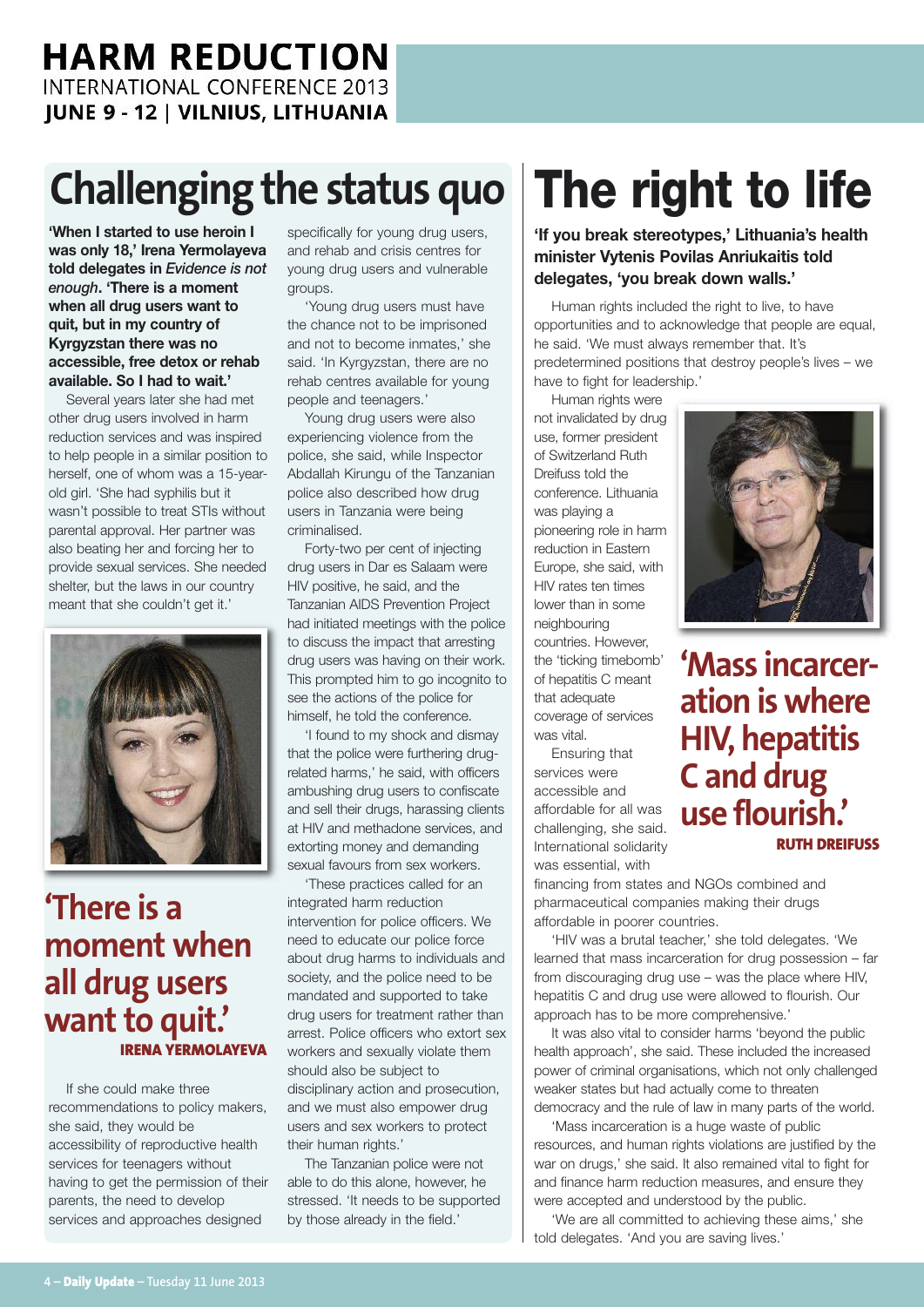# Challenging the status quo

**'When I started to use heroin I was only 18,' Irena Yermolayeva told delegates in *Evidence is not enough*. 'There is a moment when all drug users want to quit, but in my country of Kyrgyzstan there was no accessible, free detox or rehab available. So I had to wait.'**

Several years later she had met other drug users involved in harm reduction services and was inspired to help people in a similar position to herself, one of whom was a 15-year-old girl. 'She had syphilis but it wasn't possible to treat STIs without parental approval. Her partner was also beating her and forcing her to provide sexual services. She needed shelter, but the laws in our country meant that she couldn't get it.'

> **'There is a moment when all drug users want to quit.'**
> IRENA YERMOLAYEVA

If she could make three recommendations to policy makers, she said, they would be accessibility of reproductive health services for teenagers without having to get the permission of their parents, the need to develop services and approaches designed specifically for young drug users, and rehab and crisis centres for young drug users and vulnerable groups.

'Young drug users must have the chance not to be imprisoned and not to become inmates,' she said. 'In Kyrgyzstan, there are no rehab centres available for young people and teenagers.'

Young drug users were also experiencing violence from the police, she said, while Inspector Abdallah Kirungu of the Tanzanian police also described how drug users in Tanzania were being criminalised.

Forty-two per cent of injecting drug users in Dar es Salaam were HIV positive, he said, and the Tanzanian AIDS Prevention Project had initiated meetings with the police to discuss the impact that arresting drug users was having on their work. This prompted him to go incognito to see the actions of the police for himself, he told the conference.

'I found to my shock and dismay that the police were furthering drug-related harms,' he said, with officers ambushing drug users to confiscate and sell their drugs, harassing clients at HIV and methadone services, and extorting money and demanding sexual favours from sex workers.

'These practices called for an integrated harm reduction intervention for police officers. We need to educate our police force about drug harms to individuals and society, and the police need to be mandated and supported to take drug users for treatment rather than arrest. Police officers who extort sex workers and sexually violate them should also be subject to disciplinary action and prosecution, and we must also empower drug users and sex workers to protect their human rights.'

The Tanzanian police were not able to do this alone, however, he stressed. 'It needs to be supported by those already in the field.'

# The right to life

**'If you break stereotypes,' Lithuania's health minister Vytenis Povilas Anriukaitis told delegates, 'you break down walls.'**

Human rights included the right to live, to have opportunities and to acknowledge that people are equal, he said. 'We must always remember that. It's predetermined positions that destroy people's lives – we have to fight for leadership.'

Human rights were not invalidated by drug use, former president of Switzerland Ruth Dreifuss told the conference. Lithuania was playing a pioneering role in harm reduction in Eastern Europe, she said, with HIV rates ten times lower than in some neighbouring countries. However, the 'ticking timebomb' of hepatitis C meant that adequate coverage of services was vital.

> **'Mass incarceration is where HIV, hepatitis C and drug use flourish.'**
> RUTH DREIFUSS

Ensuring that services were accessible and affordable for all was challenging, she said. International solidarity was essential, with financing from states and NGOs combined and pharmaceutical companies making their drugs affordable in poorer countries.

'HIV was a brutal teacher,' she told delegates. 'We learned that mass incarceration for drug possession – far from discouraging drug use – was the place where HIV, hepatitis C and drug use were allowed to flourish. Our approach has to be more comprehensive.'

It was also vital to consider harms 'beyond the public health approach', she said. These included the increased power of criminal organisations, which not only challenged weaker states but had actually come to threaten democracy and the rule of law in many parts of the world.

'Mass incarceration is a huge waste of public resources, and human rights violations are justified by the war on drugs,' she said. It also remained vital to fight for and finance harm reduction measures, and ensure they were accepted and understood by the public.

'We are all committed to achieving these aims,' she told delegates. 'And you are saving lives.'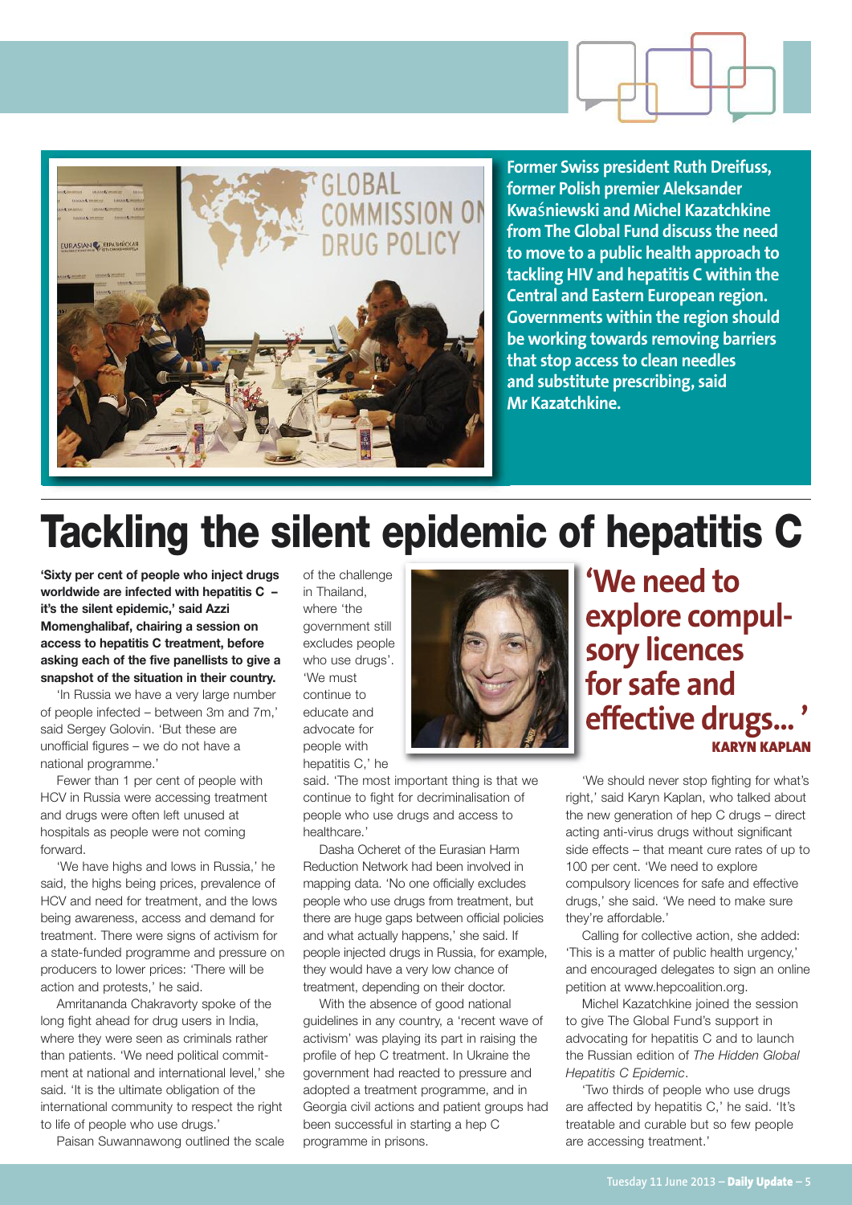Former Swiss president Ruth Dreifuss, former Polish premier Aleksander Kwaśniewski and Michel Kazatchkine from The Global Fund discuss the need to move to a public health approach to tackling HIV and hepatitis C within the Central and Eastern European region. Governments within the region should be working towards removing barriers that stop access to clean needles and substitute prescribing, said Mr Kazatchkine.

# Tackling the silent epidemic of hepatitis C

**'Sixty per cent of people who inject drugs worldwide are infected with hepatitis C – it's the silent epidemic,' said Azzi Momenghalibaf, chairing a session on access to hepatitis C treatment, before asking each of the five panellists to give a snapshot of the situation in their country.**

'In Russia we have a very large number of people infected – between 3m and 7m,' said Sergey Golovin. 'But these are unofficial figures – we do not have a national programme.'

Fewer than 1 per cent of people with HCV in Russia were accessing treatment and drugs were often left unused at hospitals as people were not coming forward.

'We have highs and lows in Russia,' he said, the highs being prices, prevalence of HCV and need for treatment, and the lows being awareness, access and demand for treatment. There were signs of activism for a state-funded programme and pressure on producers to lower prices: 'There will be action and protests,' he said.

Amritananda Chakravorty spoke of the long fight ahead for drug users in India, where they were seen as criminals rather than patients. 'We need political commitment at national and international level,' she said. 'It is the ultimate obligation of the international community to respect the right to life of people who use drugs.'

Paisan Suwannawong outlined the scale of the challenge in Thailand, where 'the government still excludes people who use drugs'. 'We must continue to educate and advocate for people with hepatitis C,' he said. 'The most important thing is that we continue to fight for decriminalisation of people who use drugs and access to healthcare.'

Dasha Ocheret of the Eurasian Harm Reduction Network had been involved in mapping data. 'No one officially excludes people who use drugs from treatment, but there are huge gaps between official policies and what actually happens,' she said. If people injected drugs in Russia, for example, they would have a very low chance of treatment, depending on their doctor.

With the absence of good national guidelines in any country, a 'recent wave of activism' was playing its part in raising the profile of hep C treatment. In Ukraine the government had reacted to pressure and adopted a treatment programme, and in Georgia civil actions and patient groups had been successful in starting a hep C programme in prisons.

## 'We need to explore compulsory licences for safe and effective drugs... '

**KARYN KAPLAN**

'We should never stop fighting for what's right,' said Karyn Kaplan, who talked about the new generation of hep C drugs – direct acting anti-virus drugs without significant side effects – that meant cure rates of up to 100 per cent. 'We need to explore compulsory licences for safe and effective drugs,' she said. 'We need to make sure they're affordable.'

Calling for collective action, she added: 'This is a matter of public health urgency,' and encouraged delegates to sign an online petition at www.hepcoalition.org.

Michel Kazatchkine joined the session to give The Global Fund's support in advocating for hepatitis C and to launch the Russian edition of *The Hidden Global Hepatitis C Epidemic*.

'Two thirds of people who use drugs are affected by hepatitis C,' he said. 'It's treatable and curable but so few people are accessing treatment.'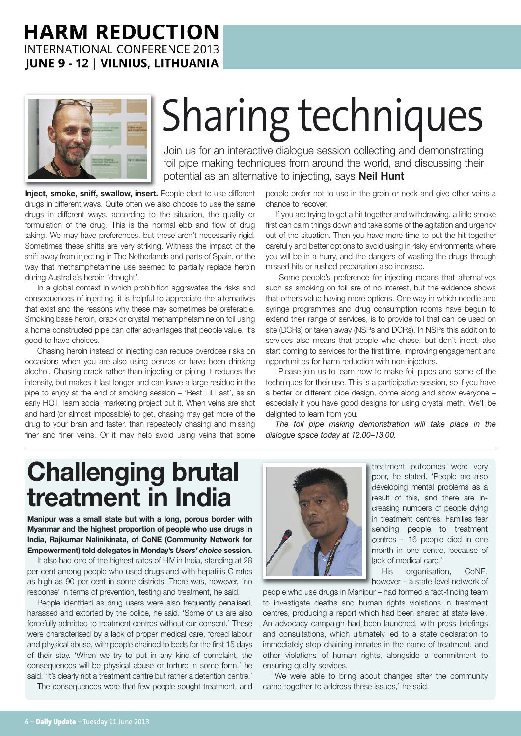# Sharing techniques

Join us for an interactive dialogue session collecting and demonstrating foil pipe making techniques from around the world, and discussing their potential as an alternative to injecting, says **Neil Hunt**

**Inject, smoke, sniff, swallow, insert.** People elect to use different drugs in different ways. Quite often we also choose to use the same drugs in different ways, according to the situation, the quality or formulation of the drug. This is the normal ebb and flow of drug taking. We may have preferences, but these aren't necessarily rigid. Sometimes these shifts are very striking. Witness the impact of the shift away from injecting in The Netherlands and parts of Spain, or the way that methamphetamine use seemed to partially replace heroin during Australia's heroin 'drought'.

In a global context in which prohibition aggravates the risks and consequences of injecting, it is helpful to appreciate the alternatives that exist and the reasons why these may sometimes be preferable. Smoking base heroin, crack or crystal methamphetamine on foil using a home constructed pipe can offer advantages that people value. It's good to have choices.

Chasing heroin instead of injecting can reduce overdose risks on occasions when you are also using benzos or have been drinking alcohol. Chasing crack rather than injecting or piping it reduces the intensity, but makes it last longer and can leave a large residue in the pipe to enjoy at the end of smoking session – 'Best Til Last', as an early HOT Team social marketing project put it. When veins are shot and hard (or almost impossible) to get, chasing may get more of the drug to your brain and faster, than repeatedly chasing and missing finer and finer veins. Or it may help avoid using veins that some people prefer not to use in the groin or neck and give other veins a chance to recover.

If you are trying to get a hit together and withdrawing, a little smoke first can calm things down and take some of the agitation and urgency out of the situation. Then you have more time to put the hit together carefully and better options to avoid using in risky environments where you will be in a hurry, and the dangers of wasting the drugs through missed hits or rushed preparation also increase.

Some people's preference for injecting means that alternatives such as smoking on foil are of no interest, but the evidence shows that others value having more options. One way in which needle and syringe programmes and drug consumption rooms have begun to extend their range of services, is to provide foil that can be used on site (DCRs) or taken away (NSPs and DCRs). In NSPs this addition to services also means that people who chase, but don't inject, also start coming to services for the first time, improving engagement and opportunities for harm reduction with non-injectors.

Please join us to learn how to make foil pipes and some of the techniques for their use. This is a participative session, so if you have a better or different pipe design, come along and show everyone – especially if you have good designs for using crystal meth. We'll be delighted to learn from you.

*The foil pipe making demonstration will take place in the dialogue space today at 12.00–13.00.*

# Challenging brutal treatment in India

**Manipur was a small state but with a long, porous border with Myanmar and the highest proportion of people who use drugs in India, Rajkumar Nalinikinata, of CoNE (Community Network for Empowerment) told delegates in Monday's *Users' choice* session.**

It also had one of the highest rates of HIV in India, standing at 28 per cent among people who used drugs and with hepatitis C rates as high as 90 per cent in some districts. There was, however, 'no response' in terms of prevention, testing and treatment, he said.

People identified as drug users were also frequently penalised, harassed and extorted by the police, he said. 'Some of us are also forcefully admitted to treatment centres without our consent.' These were characterised by a lack of proper medical care, forced labour and physical abuse, with people chained to beds for the first 15 days of their stay. 'When we try to put in any kind of complaint, the consequences will be physical abuse or torture in some form,' he said. 'It's clearly not a treatment centre but rather a detention centre.'

The consequences were that few people sought treatment, and treatment outcomes were very poor, he stated. 'People are also developing mental problems as a result of this, and there are increasing numbers of people dying in treatment centres. Families fear sending people to treatment centres – 16 people died in one month in one centre, because of lack of medical care.'

His organisation, CoNE, however – a state-level network of people who use drugs in Manipur – had formed a fact-finding team to investigate deaths and human rights violations in treatment centres, producing a report which had been shared at state level. An advocacy campaign had been launched, with press briefings and consultations, which ultimately led to a state declaration to immediately stop chaining inmates in the name of treatment, and other violations of human rights, alongside a commitment to ensuring quality services.

'We were able to bring about changes after the community came together to address these issues,' he said.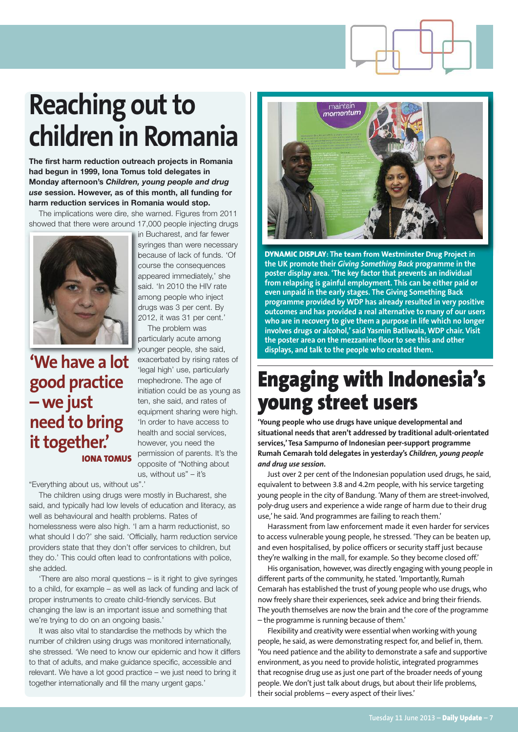# Reaching out to children in Romania

**The first harm reduction outreach projects in Romania had begun in 1999, Iona Tomus told delegates in Monday afternoon's *Children, young people and drug use* session. However, as of this month, all funding for harm reduction services in Romania would stop.**

The implications were dire, she warned. Figures from 2011 showed that there were around 17,000 people injecting drugs in Bucharest, and far fewer syringes than were necessary because of lack of funds. 'Of course the consequences appeared immediately,' she said. 'In 2010 the HIV rate among people who inject drugs was 3 per cent. By 2012, it was 31 per cent.'

The problem was particularly acute among younger people, she said, exacerbated by rising rates of 'legal high' use, particularly mephedrone. The age of initiation could be as young as ten, she said, and rates of equipment sharing were high. 'In order to have access to health and social services, however, you need the permission of parents. It's the opposite of "Nothing about us, without us" – it's "Everything about us, without us".'

> **'We have a lot good practice – we just need to bring it together.'**
> **IONA TOMUS**

The children using drugs were mostly in Bucharest, she said, and typically had low levels of education and literacy, as well as behavioural and health problems. Rates of homelessness were also high. 'I am a harm reductionist, so what should I do?' she said. 'Officially, harm reduction service providers state that they don't offer services to children, but they do.' This could often lead to confrontations with police, she added.

'There are also moral questions – is it right to give syringes to a child, for example – as well as lack of funding and lack of proper instruments to create child-friendly services. But changing the law is an important issue and something that we're trying to do on an ongoing basis.'

It was also vital to standardise the methods by which the number of children using drugs was monitored internationally, she stressed. 'We need to know our epidemic and how it differs to that of adults, and make guidance specific, accessible and relevant. We have a lot good practice – we just need to bring it together internationally and fill the many urgent gaps.'

**DYNAMIC DISPLAY: The team from Westminster Drug Project in the UK promote their *Giving Something Back* programme in the poster display area. 'The key factor that prevents an individual from relapsing is gainful employment. This can be either paid or even unpaid in the early stages. The Giving Something Back programme provided by WDP has already resulted in very positive outcomes and has provided a real alternative to many of our users who are in recovery to give them a purpose in life which no longer involves drugs or alcohol,' said Yasmin Batliwala, WDP chair. Visit the poster area on the mezzanine floor to see this and other displays, and talk to the people who created them.**

# Engaging with Indonesia's young street users

**'Young people who use drugs have unique developmental and situational needs that aren't addressed by traditional adult-orientated services,' Tesa Sampurno of Indonesian peer-support programme Rumah Cemarah told delegates in yesterday's *Children, young people and drug use session*.**

Just over 2 per cent of the Indonesian population used drugs, he said, equivalent to between 3.8 and 4.2m people, with his service targeting young people in the city of Bandung. 'Many of them are street-involved, poly-drug users and experience a wide range of harm due to their drug use,' he said. 'And programmes are failing to reach them.'

Harassment from law enforcement made it even harder for services to access vulnerable young people, he stressed. 'They can be beaten up, and even hospitalised, by police officers or security staff just because they're walking in the mall, for example. So they become closed off.'

His organisation, however, was directly engaging with young people in different parts of the community, he stated. 'Importantly, Rumah Cemarah has established the trust of young people who use drugs, who now freely share their experiences, seek advice and bring their friends. The youth themselves are now the brain and the core of the programme – the programme is running because of them.'

Flexibility and creativity were essential when working with young people, he said, as were demonstrating respect for, and belief in, them. 'You need patience and the ability to demonstrate a safe and supportive environment, as you need to provide holistic, integrated programmes that recognise drug use as just one part of the broader needs of young people. We don't just talk about drugs, but about their life problems, their social problems – every aspect of their lives.'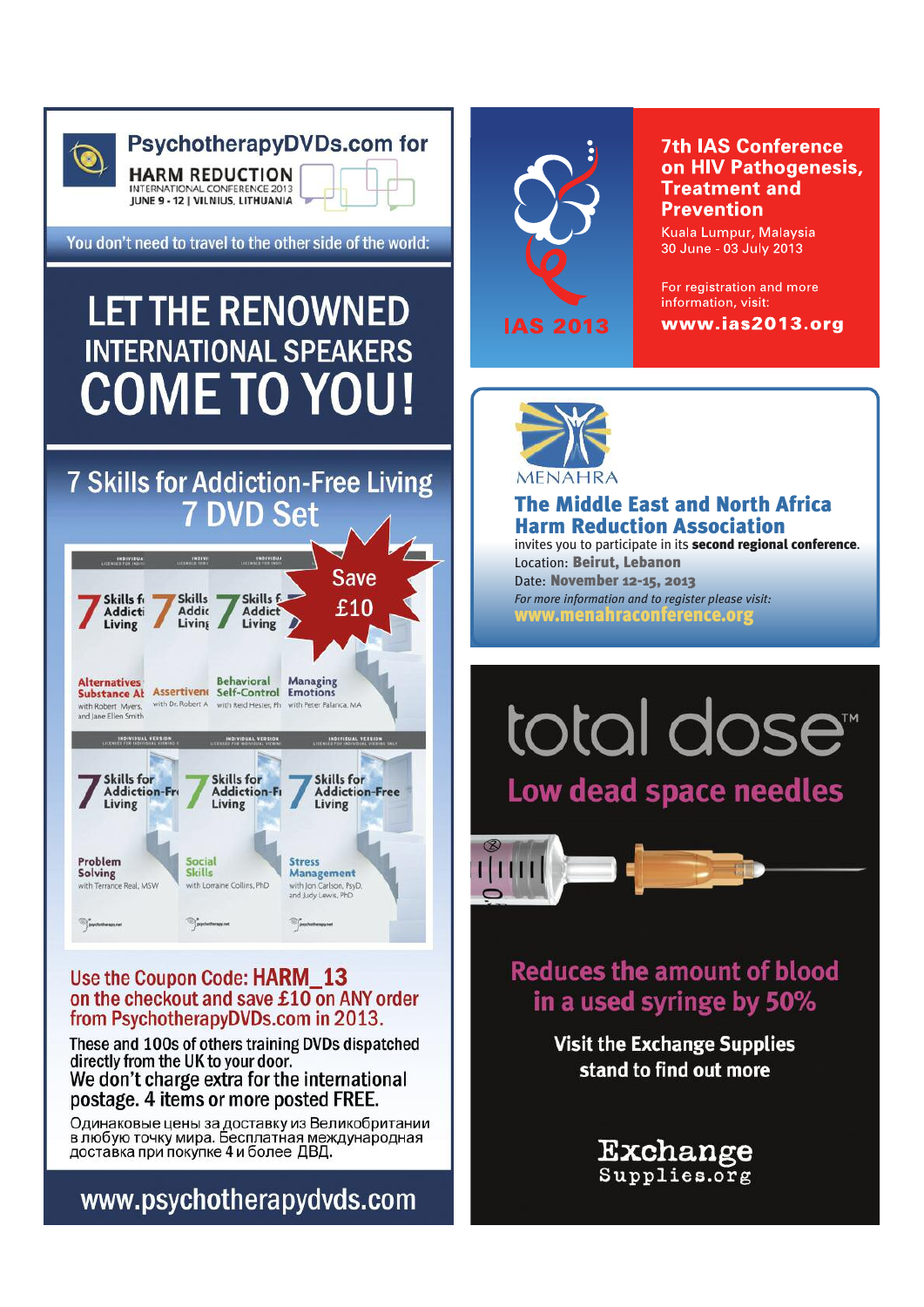## PsychotherapyDVDs.com for

**HARM REDUCTION**
INTERNATIONAL CONFERENCE 2013
JUNE 9 - 12 | VILNIUS, LITHUANIA

You don't need to travel to the other side of the world:

# LET THE RENOWNED INTERNATIONAL SPEAKERS COME TO YOU!

## 7 Skills for Addiction-Free Living 7 DVD Set

Save £10

- Alternatives to Substance Abuse with Robert Myers and Jane Ellen Smith
- Assertiveness with Dr. Robert A
- Behavioral Self-Control with Reid Hester, PhD
- Managing Emotions with Peter Palarica, MA
- Problem Solving with Terrance Real, MSW
- Social Skills with Lorraine Collins, PhD
- Stress Management with Jon Carlson, PsyD, and Judy Lewis, PhD

Use the Coupon Code: HARM_13 on the checkout and save £10 on ANY order from PsychotherapyDVDs.com in 2013.

These and 100s of others training DVDs dispatched directly from the UK to your door.
We don't charge extra for the international postage. 4 items or more posted FREE.

Одинаковые цены за доставку из Великобритании в любую точку мира. Бесплатная международная доставка при покупке 4 и более ДВД.

www.psychotherapydvds.com

---

IAS 2013

## 7th IAS Conference on HIV Pathogenesis, Treatment and Prevention

Kuala Lumpur, Malaysia
30 June - 03 July 2013

For registration and more information, visit:
**www.ias2013.org**

---

MENAHRA

## The Middle East and North Africa Harm Reduction Association

invites you to participate in its **second regional conference**.
Location: **Beirut, Lebanon**
Date: **November 12-15, 2013**
*For more information and to register please visit:*
**www.menahraconference.org**

---

# total dose™

## Low dead space needles

Reduces the amount of blood in a used syringe by 50%

Visit the Exchange Supplies stand to find out more

Exchange Supplies.org